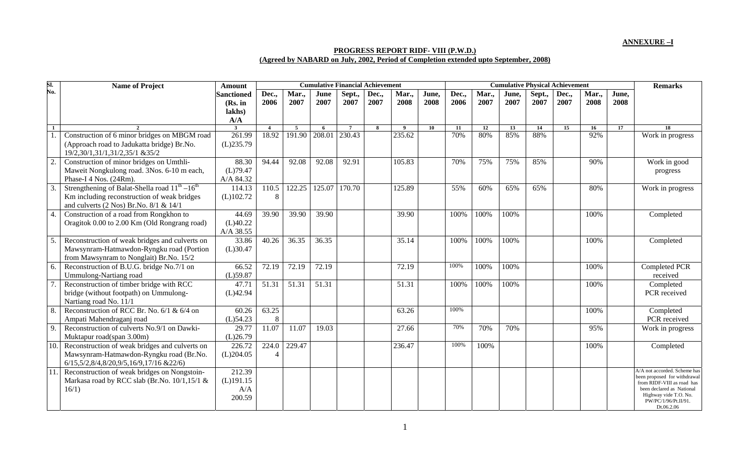**ANNEXURE –I**

**PROGRESS REPORT RIDF- VIII (P.W.D.)**
**(Agreed by NABARD on July, 2002, Period of Completion extended upto September, 2008)**

| Sl. No. | Name of Project | Amount Sanctioned (Rs. in lakhs) A/A | Cumulative Financial Achievement | | | | | | | Cumulative Physical Achievement | | | | | | | Remarks |
|---|---|---|---|---|---|---|---|---|---|---|---|---|---|---|---|---|---|
| | | | Dec., 2006 | Mar., 2007 | June 2007 | Sept., 2007 | Dec., 2007 | Mar., 2008 | June, 2008 | Dec., 2006 | Mar., 2007 | June, 2007 | Sept., 2007 | Dec., 2007 | Mar., 2008 | June, 2008 | |
| 1 | 2 | 3 | 4 | 5 | 6 | 7 | 8 | 9 | 10 | 11 | 12 | 13 | 14 | 15 | 16 | 17 | 18 |
| 1. | Construction of 6 minor bridges on MBGM road (Approach road to Jadukatta bridge) Br.No. 19/2,30/1,31/1,31/2,35/1 &35/2 | 261.99 (L)235.79 | 18.92 | 191.90 | 208.01 | 230.43 | | 235.62 | | 70% | 80% | 85% | 88% | | 92% | | Work in progress |
| 2. | Construction of minor bridges on Umthli-Maweit Nongkulong road. 3Nos. 6-10 m each, Phase-I 4 Nos. (24Rm). | 88.30 (L)79.47 A/A 84.32 | 94.44 | 92.08 | 92.08 | 92.91 | | 105.83 | | 70% | 75% | 75% | 85% | | 90% | | Work in good progress |
| 3. | Strengthening of Balat-Shella road 11[th] –16[th] Km including reconstruction of weak bridges and culverts (2 Nos) Br.No. 8/1 & 14/1 | 114.13 (L)102.72 | 110.58 | 122.25 | 125.07 | 170.70 | | 125.89 | | 55% | 60% | 65% | 65% | | 80% | | Work in progress |
| 4. | Construction of a road from Rongkhon to Oragitok 0.00 to 2.00 Km (Old Rongrang road) | 44.69 (L)40.22 A/A 38.55 | 39.90 | 39.90 | 39.90 | | | 39.90 | | 100% | 100% | 100% | | | 100% | | Completed |
| 5. | Reconstruction of weak bridges and culverts on Mawsynram-Hatmawdon-Ryngku road (Portion from Mawsynram to Nonglait) Br.No. 15/2 | 33.86 (L)30.47 | 40.26 | 36.35 | 36.35 | | | 35.14 | | 100% | 100% | 100% | | | 100% | | Completed |
| 6. | Reconstruction of B.U.G. bridge No.7/1 on Ummulong-Nartiang road | 66.52 (L)59.87 | 72.19 | 72.19 | 72.19 | | | 72.19 | | 100% | 100% | 100% | | | 100% | | Completed PCR received |
| 7. | Reconstruction of timber bridge with RCC bridge (without footpath) on Ummulong-Nartiang road No. 11/1 | 47.71 (L)42.94 | 51.31 | 51.31 | 51.31 | | | 51.31 | | 100% | 100% | 100% | | | 100% | | Completed PCR received |
| 8. | Reconstruction of RCC Br. No. 6/1 & 6/4 on Ampati Mahendraganj road | 60.26 (L)54.23 | 63.258 | | | | | 63.26 | | 100% | | | | | 100% | | Completed PCR received |
| 9. | Reconstruction of culverts No.9/1 on Dawki-Muktapur road(span 3.00m) | 29.77 (L)26.79 | 11.07 | 11.07 | 19.03 | | | 27.66 | | 70% | 70% | 70% | | | 95% | | Work in progress |
| 10. | Reconstruction of weak bridges and culverts on Mawsynram-Hatmawdon-Ryngku road (Br.No. 6/15,5/2,8/4,8/20,9/5,16/9,17/16 &22/6) | 226.72 (L)204.05 | 224.04 | 229.47 | | | | 236.47 | | 100% | 100% | | | | 100% | | Completed |
| 11. | Reconstruction of weak bridges on Nongstoin-Markasa road by RCC slab (Br.No. 10/1,15/1 & 16/1) | 212.39 (L)191.15 A/A 200.59 | | | | | | | | | | | | | | | A/A not accorded. Scheme has been proposed for withdrawal from RIDF-VIII as road has been declared as National Highway vide T.O. No. PW/PC/1/96/Pt.II/91. Dt.06.2.06 |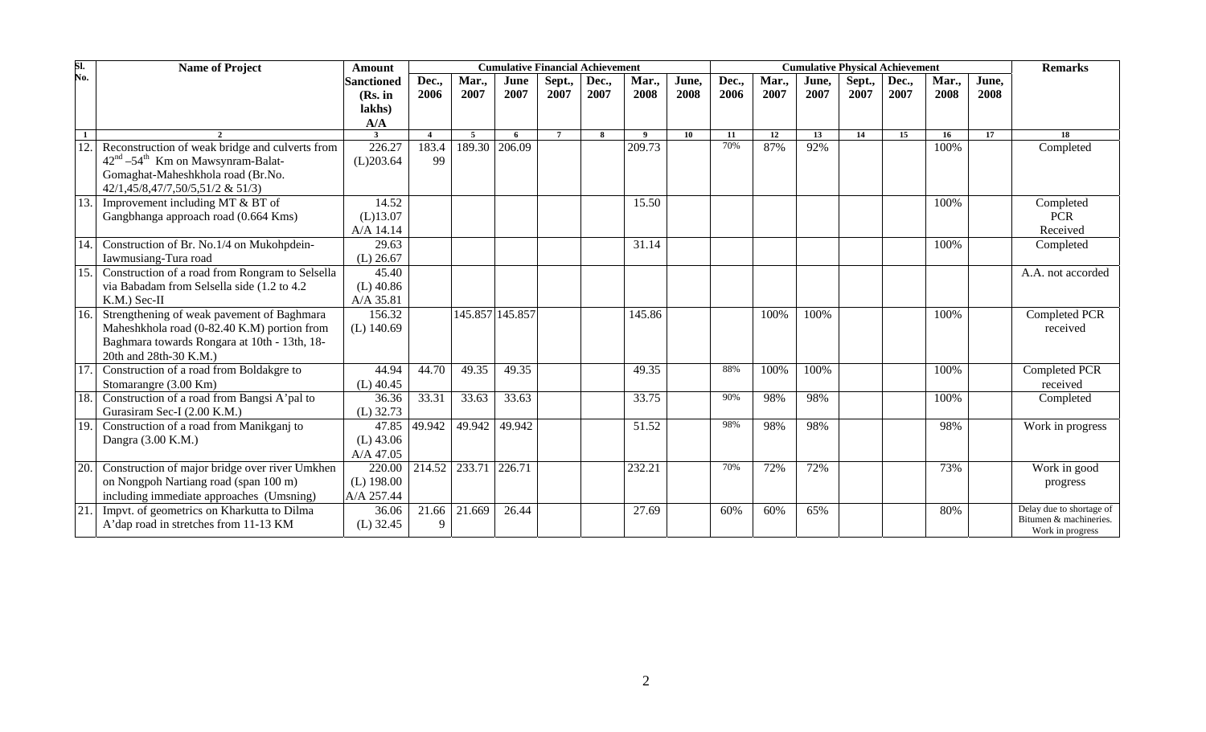| Sl. No. | Name of Project | Amount Sanctioned (Rs. in lakhs) A/A | Cumulative Financial Achievement | | | | | | | Cumulative Physical Achievement | | | | | | | Remarks |
|---|---|---|---|---|---|---|---|---|---|---|---|---|---|---|---|---|---|
| | | | Dec., 2006 | Mar., 2007 | June 2007 | Sept., 2007 | Dec., 2007 | Mar., 2008 | June, 2008 | Dec., 2006 | Mar., 2007 | June, 2007 | Sept., 2007 | Dec., 2007 | Mar., 2008 | June, 2008 | |
| 1 | 2 | 3 | 4 | 5 | 6 | 7 | 8 | 9 | 10 | 11 | 12 | 13 | 14 | 15 | 16 | 17 | 18 |
| 12. | Reconstruction of weak bridge and culverts from $42^{nd}$ –$54^{th}$ Km on Mawsynram-Balat-Gomaghat-Maheshkhola road (Br.No. 42/1,45/8,47/7,50/5,51/2 & 51/3) | 226.27 (L)203.64 | 183.499 | 189.30 | 206.09 | | | 209.73 | | 70% | 87% | 92% | | | 100% | | Completed |
| 13. | Improvement including MT & BT of Gangbhanga approach road (0.664 Kms) | 14.52 (L)13.07 A/A 14.14 | | | | | | 15.50 | | | | | | | 100% | | Completed PCR Received |
| 14. | Construction of Br. No.1/4 on Mukohpdein-Iawmusiang-Tura road | 29.63 (L) 26.67 | | | | | | 31.14 | | | | | | | 100% | | Completed |
| 15. | Construction of a road from Rongram to Selsella via Babadam from Selsella side (1.2 to 4.2 K.M.) Sec-II | 45.40 (L) 40.86 A/A 35.81 | | | | | | | | | | | | | | | A.A. not accorded |
| 16. | Strengthening of weak pavement of Baghmara Maheshkhola road (0-82.40 K.M) portion from Baghmara towards Rongara at 10th - 13th, 18-20th and 28th-30 K.M.) | 156.32 (L) 140.69 | | 145.857 | 145.857 | | | 145.86 | | | 100% | 100% | | | 100% | | Completed PCR received |
| 17. | Construction of a road from Boldakgre to Stomarangre (3.00 Km) | 44.94 (L) 40.45 | 44.70 | 49.35 | 49.35 | | | 49.35 | | 88% | 100% | 100% | | | 100% | | Completed PCR received |
| 18. | Construction of a road from Bangsi A'pal to Gurasiram Sec-I (2.00 K.M.) | 36.36 (L) 32.73 | 33.31 | 33.63 | 33.63 | | | 33.75 | | 90% | 98% | 98% | | | 100% | | Completed |
| 19. | Construction of a road from Manikganj to Dangra (3.00 K.M.) | 47.85 (L) 43.06 A/A 47.05 | 49.942 | 49.942 | 49.942 | | | 51.52 | | 98% | 98% | 98% | | | 98% | | Work in progress |
| 20. | Construction of major bridge over river Umkhen on Nongpoh Nartiang road (span 100 m) including immediate approaches (Umsning) | 220.00 (L) 198.00 A/A 257.44 | 214.52 | 233.71 | 226.71 | | | 232.21 | | 70% | 72% | 72% | | | 73% | | Work in good progress |
| 21. | Impvt. of geometrics on Kharkutta to Dilma A'dap road in stretches from 11-13 KM | 36.06 (L) 32.45 | 21.66 | 21.669 | 26.44 | | | 27.69 | | 60% | 60% | 65% | | | 80% | | Delay due to shortage of Bitumen & machineries. Work in progress |